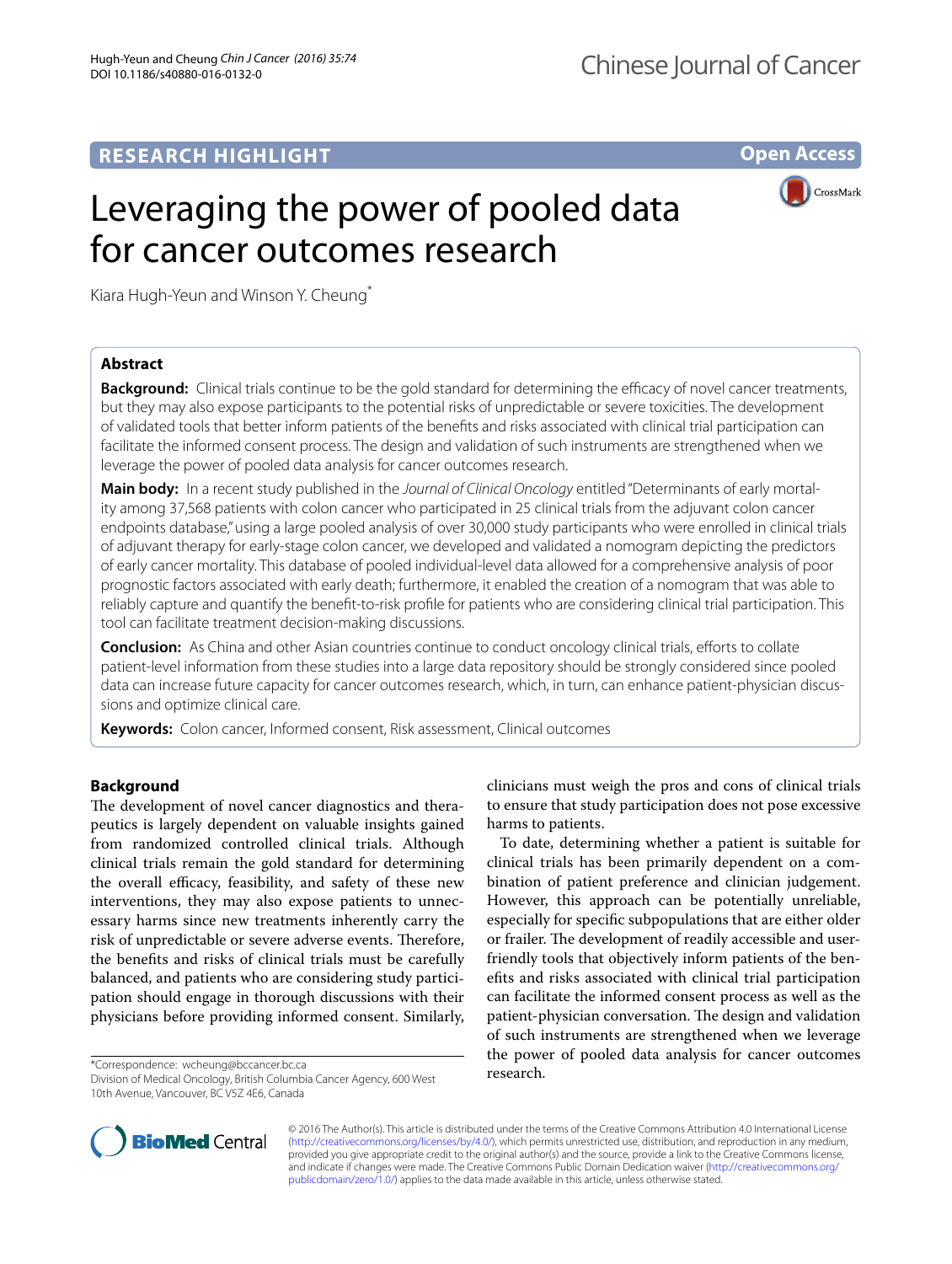RESEARCH HIGHLIGHT

Open Access

# Leveraging the power of pooled data for cancer outcomes research

Kiara Hugh-Yeun and Winson Y. Cheung*

## Abstract

**Background:** Clinical trials continue to be the gold standard for determining the efficacy of novel cancer treatments, but they may also expose participants to the potential risks of unpredictable or severe toxicities. The development of validated tools that better inform patients of the benefits and risks associated with clinical trial participation can facilitate the informed consent process. The design and validation of such instruments are strengthened when we leverage the power of pooled data analysis for cancer outcomes research.

**Main body:** In a recent study published in the *Journal of Clinical Oncology* entitled "Determinants of early mortality among 37,568 patients with colon cancer who participated in 25 clinical trials from the adjuvant colon cancer endpoints database," using a large pooled analysis of over 30,000 study participants who were enrolled in clinical trials of adjuvant therapy for early-stage colon cancer, we developed and validated a nomogram depicting the predictors of early cancer mortality. This database of pooled individual-level data allowed for a comprehensive analysis of poor prognostic factors associated with early death; furthermore, it enabled the creation of a nomogram that was able to reliably capture and quantify the benefit-to-risk profile for patients who are considering clinical trial participation. This tool can facilitate treatment decision-making discussions.

**Conclusion:** As China and other Asian countries continue to conduct oncology clinical trials, efforts to collate patient-level information from these studies into a large data repository should be strongly considered since pooled data can increase future capacity for cancer outcomes research, which, in turn, can enhance patient-physician discussions and optimize clinical care.

**Keywords:** Colon cancer, Informed consent, Risk assessment, Clinical outcomes

## Background

The development of novel cancer diagnostics and therapeutics is largely dependent on valuable insights gained from randomized controlled clinical trials. Although clinical trials remain the gold standard for determining the overall efficacy, feasibility, and safety of these new interventions, they may also expose patients to unnecessary harms since new treatments inherently carry the risk of unpredictable or severe adverse events. Therefore, the benefits and risks of clinical trials must be carefully balanced, and patients who are considering study participation should engage in thorough discussions with their physicians before providing informed consent. Similarly, clinicians must weigh the pros and cons of clinical trials to ensure that study participation does not pose excessive harms to patients.

To date, determining whether a patient is suitable for clinical trials has been primarily dependent on a combination of patient preference and clinician judgement. However, this approach can be potentially unreliable, especially for specific subpopulations that are either older or frailer. The development of readily accessible and user-friendly tools that objectively inform patients of the benefits and risks associated with clinical trial participation can facilitate the informed consent process as well as the patient-physician conversation. The design and validation of such instruments are strengthened when we leverage the power of pooled data analysis for cancer outcomes research.

*Correspondence: wcheung@bccancer.bc.ca
Division of Medical Oncology, British Columbia Cancer Agency, 600 West 10th Avenue, Vancouver, BC V5Z 4E6, Canada

© 2016 The Author(s). This article is distributed under the terms of the Creative Commons Attribution 4.0 International License (http://creativecommons.org/licenses/by/4.0/), which permits unrestricted use, distribution, and reproduction in any medium, provided you give appropriate credit to the original author(s) and the source, provide a link to the Creative Commons license, and indicate if changes were made. The Creative Commons Public Domain Dedication waiver (http://creativecommons.org/publicdomain/zero/1.0/) applies to the data made available in this article, unless otherwise stated.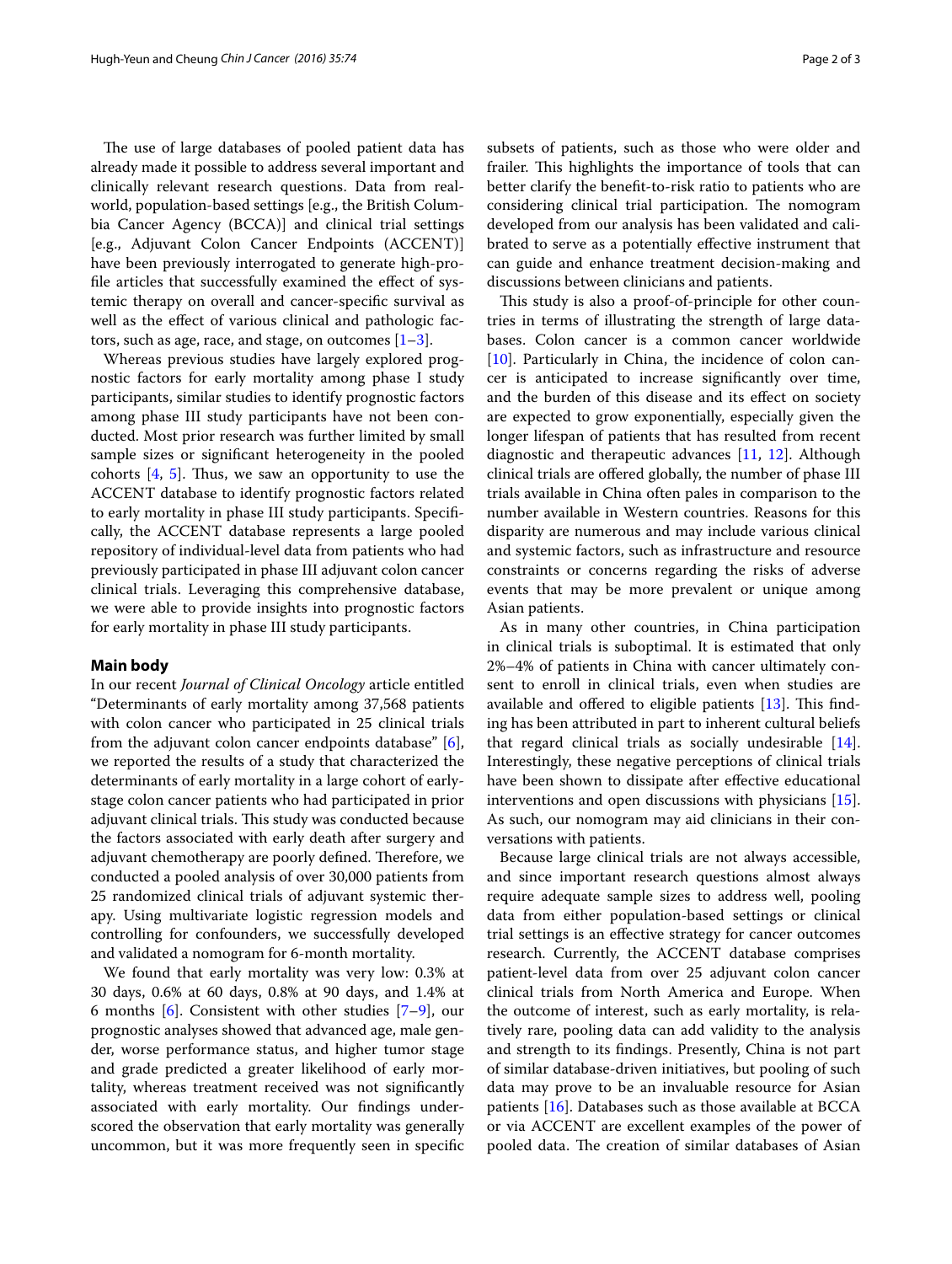The use of large databases of pooled patient data has already made it possible to address several important and clinically relevant research questions. Data from real-world, population-based settings [e.g., the British Columbia Cancer Agency (BCCA)] and clinical trial settings [e.g., Adjuvant Colon Cancer Endpoints (ACCENT)] have been previously interrogated to generate high-profile articles that successfully examined the effect of systemic therapy on overall and cancer-specific survival as well as the effect of various clinical and pathologic factors, such as age, race, and stage, on outcomes [1–3].

Whereas previous studies have largely explored prognostic factors for early mortality among phase I study participants, similar studies to identify prognostic factors among phase III study participants have not been conducted. Most prior research was further limited by small sample sizes or significant heterogeneity in the pooled cohorts [4, 5]. Thus, we saw an opportunity to use the ACCENT database to identify prognostic factors related to early mortality in phase III study participants. Specifically, the ACCENT database represents a large pooled repository of individual-level data from patients who had previously participated in phase III adjuvant colon cancer clinical trials. Leveraging this comprehensive database, we were able to provide insights into prognostic factors for early mortality in phase III study participants.

## Main body

In our recent *Journal of Clinical Oncology* article entitled "Determinants of early mortality among 37,568 patients with colon cancer who participated in 25 clinical trials from the adjuvant colon cancer endpoints database" [6], we reported the results of a study that characterized the determinants of early mortality in a large cohort of early-stage colon cancer patients who had participated in prior adjuvant clinical trials. This study was conducted because the factors associated with early death after surgery and adjuvant chemotherapy are poorly defined. Therefore, we conducted a pooled analysis of over 30,000 patients from 25 randomized clinical trials of adjuvant systemic therapy. Using multivariate logistic regression models and controlling for confounders, we successfully developed and validated a nomogram for 6-month mortality.

We found that early mortality was very low: 0.3% at 30 days, 0.6% at 60 days, 0.8% at 90 days, and 1.4% at 6 months [6]. Consistent with other studies [7–9], our prognostic analyses showed that advanced age, male gender, worse performance status, and higher tumor stage and grade predicted a greater likelihood of early mortality, whereas treatment received was not significantly associated with early mortality. Our findings underscored the observation that early mortality was generally uncommon, but it was more frequently seen in specific subsets of patients, such as those who were older and frailer. This highlights the importance of tools that can better clarify the benefit-to-risk ratio to patients who are considering clinical trial participation. The nomogram developed from our analysis has been validated and calibrated to serve as a potentially effective instrument that can guide and enhance treatment decision-making and discussions between clinicians and patients.

This study is also a proof-of-principle for other countries in terms of illustrating the strength of large databases. Colon cancer is a common cancer worldwide [10]. Particularly in China, the incidence of colon cancer is anticipated to increase significantly over time, and the burden of this disease and its effect on society are expected to grow exponentially, especially given the longer lifespan of patients that has resulted from recent diagnostic and therapeutic advances [11, 12]. Although clinical trials are offered globally, the number of phase III trials available in China often pales in comparison to the number available in Western countries. Reasons for this disparity are numerous and may include various clinical and systemic factors, such as infrastructure and resource constraints or concerns regarding the risks of adverse events that may be more prevalent or unique among Asian patients.

As in many other countries, in China participation in clinical trials is suboptimal. It is estimated that only 2%–4% of patients in China with cancer ultimately consent to enroll in clinical trials, even when studies are available and offered to eligible patients [13]. This finding has been attributed in part to inherent cultural beliefs that regard clinical trials as socially undesirable [14]. Interestingly, these negative perceptions of clinical trials have been shown to dissipate after effective educational interventions and open discussions with physicians [15]. As such, our nomogram may aid clinicians in their conversations with patients.

Because large clinical trials are not always accessible, and since important research questions almost always require adequate sample sizes to address well, pooling data from either population-based settings or clinical trial settings is an effective strategy for cancer outcomes research. Currently, the ACCENT database comprises patient-level data from over 25 adjuvant colon cancer clinical trials from North America and Europe. When the outcome of interest, such as early mortality, is relatively rare, pooling data can add validity to the analysis and strength to its findings. Presently, China is not part of similar database-driven initiatives, but pooling of such data may prove to be an invaluable resource for Asian patients [16]. Databases such as those available at BCCA or via ACCENT are excellent examples of the power of pooled data. The creation of similar databases of Asian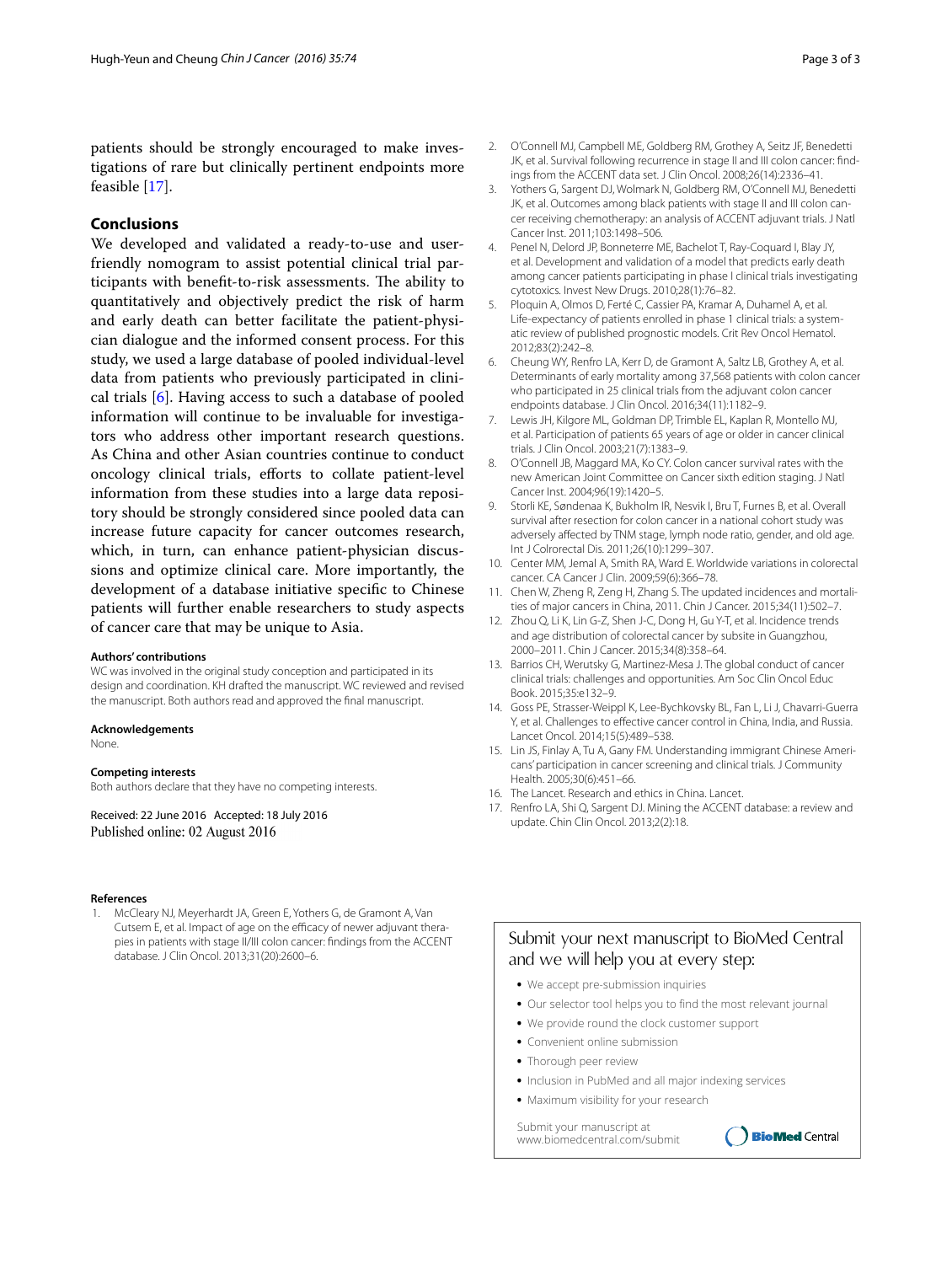patients should be strongly encouraged to make investigations of rare but clinically pertinent endpoints more feasible [17].

## Conclusions

We developed and validated a ready-to-use and user-friendly nomogram to assist potential clinical trial participants with benefit-to-risk assessments. The ability to quantitatively and objectively predict the risk of harm and early death can better facilitate the patient-physician dialogue and the informed consent process. For this study, we used a large database of pooled individual-level data from patients who previously participated in clinical trials [6]. Having access to such a database of pooled information will continue to be invaluable for investigators who address other important research questions. As China and other Asian countries continue to conduct oncology clinical trials, efforts to collate patient-level information from these studies into a large data repository should be strongly considered since pooled data can increase future capacity for cancer outcomes research, which, in turn, can enhance patient-physician discussions and optimize clinical care. More importantly, the development of a database initiative specific to Chinese patients will further enable researchers to study aspects of cancer care that may be unique to Asia.

#### Authors' contributions

WC was involved in the original study conception and participated in its design and coordination. KH drafted the manuscript. WC reviewed and revised the manuscript. Both authors read and approved the final manuscript.

#### Acknowledgements

None.

#### Competing interests

Both authors declare that they have no competing interests.

Received: 22 June 2016 Accepted: 18 July 2016
Published online: 02 August 2016

#### References

1. McCleary NJ, Meyerhardt JA, Green E, Yothers G, de Gramont A, Van Cutsem E, et al. Impact of age on the efficacy of newer adjuvant therapies in patients with stage II/III colon cancer: findings from the ACCENT database. J Clin Oncol. 2013;31(20):2600–6.
2. O'Connell MJ, Campbell ME, Goldberg RM, Grothey A, Seitz JF, Benedetti JK, et al. Survival following recurrence in stage II and III colon cancer: findings from the ACCENT data set. J Clin Oncol. 2008;26(14):2336–41.
3. Yothers G, Sargent DJ, Wolmark N, Goldberg RM, O'Connell MJ, Benedetti JK, et al. Outcomes among black patients with stage II and III colon cancer receiving chemotherapy: an analysis of ACCENT adjuvant trials. J Natl Cancer Inst. 2011;103:1498–506.
4. Penel N, Delord JP, Bonneterre ME, Bachelot T, Ray-Coquard I, Blay JY, et al. Development and validation of a model that predicts early death among cancer patients participating in phase I clinical trials investigating cytotoxics. Invest New Drugs. 2010;28(1):76–82.
5. Ploquin A, Olmos D, Ferté C, Cassier PA, Kramar A, Duhamel A, et al. Life-expectancy of patients enrolled in phase 1 clinical trials: a systematic review of published prognostic models. Crit Rev Oncol Hematol. 2012;83(2):242–8.
6. Cheung WY, Renfro LA, Kerr D, de Gramont A, Saltz LB, Grothey A, et al. Determinants of early mortality among 37,568 patients with colon cancer who participated in 25 clinical trials from the adjuvant colon cancer endpoints database. J Clin Oncol. 2016;34(11):1182–9.
7. Lewis JH, Kilgore ML, Goldman DP, Trimble EL, Kaplan R, Montello MJ, et al. Participation of patients 65 years of age or older in cancer clinical trials. J Clin Oncol. 2003;21(7):1383–9.
8. O'Connell JB, Maggard MA, Ko CY. Colon cancer survival rates with the new American Joint Committee on Cancer sixth edition staging. J Natl Cancer Inst. 2004;96(19):1420–5.
9. Storli KE, Søndenaa K, Bukholm IR, Nesvik I, Bru T, Furnes B, et al. Overall survival after resection for colon cancer in a national cohort study was adversely affected by TNM stage, lymph node ratio, gender, and old age. Int J Colrorectal Dis. 2011;26(10):1299–307.
10. Center MM, Jemal A, Smith RA, Ward E. Worldwide variations in colorectal cancer. CA Cancer J Clin. 2009;59(6):366–78.
11. Chen W, Zheng R, Zeng H, Zhang S. The updated incidences and mortalities of major cancers in China, 2011. Chin J Cancer. 2015;34(11):502–7.
12. Zhou Q, Li K, Lin G-Z, Shen J-C, Dong H, Gu Y-T, et al. Incidence trends and age distribution of colorectal cancer by subsite in Guangzhou, 2000–2011. Chin J Cancer. 2015;34(8):358–64.
13. Barrios CH, Werutsky G, Martinez-Mesa J. The global conduct of cancer clinical trials: challenges and opportunities. Am Soc Clin Oncol Educ Book. 2015;35:e132–9.
14. Goss PE, Strasser-Weippl K, Lee-Bychkovsky BL, Fan L, Li J, Chavarri-Guerra Y, et al. Challenges to effective cancer control in China, India, and Russia. Lancet Oncol. 2014;15(5):489–538.
15. Lin JS, Finlay A, Tu A, Gany FM. Understanding immigrant Chinese Americans' participation in cancer screening and clinical trials. J Community Health. 2005;30(6):451–66.
16. The Lancet. Research and ethics in China. Lancet.
17. Renfro LA, Shi Q, Sargent DJ. Mining the ACCENT database: a review and update. Chin Clin Oncol. 2013;2(2):18.

Submit your next manuscript to BioMed Central and we will help you at every step:

- We accept pre-submission inquiries
- Our selector tool helps you to find the most relevant journal
- We provide round the clock customer support
- Convenient online submission
- Thorough peer review
- Inclusion in PubMed and all major indexing services
- Maximum visibility for your research

Submit your manuscript at
www.biomedcentral.com/submit

BioMed Central